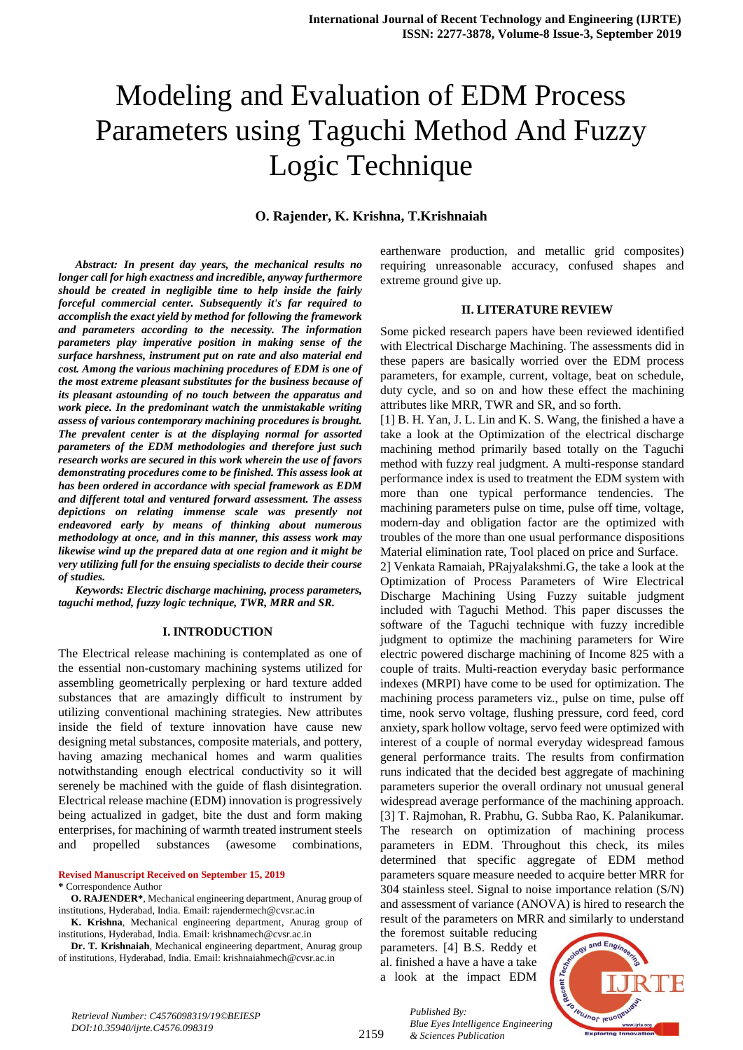# Modeling and Evaluation of EDM Process Parameters using Taguchi Method And Fuzzy Logic Technique

**O. Rajender, K. Krishna, T.Krishnaiah**

***Abstract: In present day years, the mechanical results no longer call for high exactness and incredible, anyway furthermore should be created in negligible time to help inside the fairly forceful commercial center. Subsequently it's far required to accomplish the exact yield by method for following the framework and parameters according to the necessity. The information parameters play imperative position in making sense of the surface harshness, instrument put on rate and also material end cost. Among the various machining procedures of EDM is one of the most extreme pleasant substitutes for the business because of its pleasant astounding of no touch between the apparatus and work piece. In the predominant watch the unmistakable writing assess of various contemporary machining procedures is brought. The prevalent center is at the displaying normal for assorted parameters of the EDM methodologies and therefore just such research works are secured in this work wherein the use of favors demonstrating procedures come to be finished. This assess look at has been ordered in accordance with special framework as EDM and different total and ventured forward assessment. The assess depictions on relating immense scale was presently not endeavored early by means of thinking about numerous methodology at once, and in this manner, this assess work may likewise wind up the prepared data at one region and it might be very utilizing full for the ensuing specialists to decide their course of studies.***

***Keywords: Electric discharge machining, process parameters, taguchi method, fuzzy logic technique, TWR, MRR and SR.***

## I. INTRODUCTION

The Electrical release machining is contemplated as one of the essential non-customary machining systems utilized for assembling geometrically perplexing or hard texture added substances that are amazingly difficult to instrument by utilizing conventional machining strategies. New attributes inside the field of texture innovation have cause new designing metal substances, composite materials, and pottery, having amazing mechanical homes and warm qualities notwithstanding enough electrical conductivity so it will serenely be machined with the guide of flash disintegration. Electrical release machine (EDM) innovation is progressively being actualized in gadget, bite the dust and form making enterprises, for machining of warmth treated instrument steels and propelled substances (awesome combinations, earthenware production, and metallic grid composites) requiring unreasonable accuracy, confused shapes and extreme ground give up.

## II. LITERATURE REVIEW

Some picked research papers have been reviewed identified with Electrical Discharge Machining. The assessments did in these papers are basically worried over the EDM process parameters, for example, current, voltage, beat on schedule, duty cycle, and so on and how these effect the machining attributes like MRR, TWR and SR, and so forth.

[1] B. H. Yan, J. L. Lin and K. S. Wang, the finished a have a take a look at the Optimization of the electrical discharge machining method primarily based totally on the Taguchi method with fuzzy real judgment. A multi-response standard performance index is used to treatment the EDM system with more than one typical performance tendencies. The machining parameters pulse on time, pulse off time, voltage, modern-day and obligation factor are the optimized with troubles of the more than one usual performance dispositions Material elimination rate, Tool placed on price and Surface.

2] Venkata Ramaiah, PRajyalakshmi.G, the take a look at the Optimization of Process Parameters of Wire Electrical Discharge Machining Using Fuzzy suitable judgment included with Taguchi Method. This paper discusses the software of the Taguchi technique with fuzzy incredible judgment to optimize the machining parameters for Wire electric powered discharge machining of Income 825 with a couple of traits. Multi-reaction everyday basic performance indexes (MRPI) have come to be used for optimization. The machining process parameters viz., pulse on time, pulse off time, nook servo voltage, flushing pressure, cord feed, cord anxiety, spark hollow voltage, servo feed were optimized with interest of a couple of normal everyday widespread famous general performance traits. The results from confirmation runs indicated that the decided best aggregate of machining parameters superior the overall ordinary not unusual general widespread average performance of the machining approach.

[3] T. Rajmohan, R. Prabhu, G. Subba Rao, K. Palanikumar. The research on optimization of machining process parameters in EDM. Throughout this check, its miles determined that specific aggregate of EDM method parameters square measure needed to acquire better MRR for 304 stainless steel. Signal to noise importance relation (S/N) and assessment of variance (ANOVA) is hired to research the result of the parameters on MRR and similarly to understand the foremost suitable reducing parameters. [4] B.S. Reddy et al. finished a have a have a take a look at the impact EDM

**Revised Manuscript Received on September 15, 2019**

\* Correspondence Author

**O. RAJENDER\***, Mechanical engineering department, Anurag group of institutions, Hyderabad, India. Email: rajendermech@cvsr.ac.in

**K. Krishna**, Mechanical engineering department, Anurag group of institutions, Hyderabad, India. Email: krishnamech@cvsr.ac.in

**Dr. T. Krishnaiah**, Mechanical engineering department, Anurag group of institutions, Hyderabad, India. Email: krishnaiahmech@cvsr.ac.in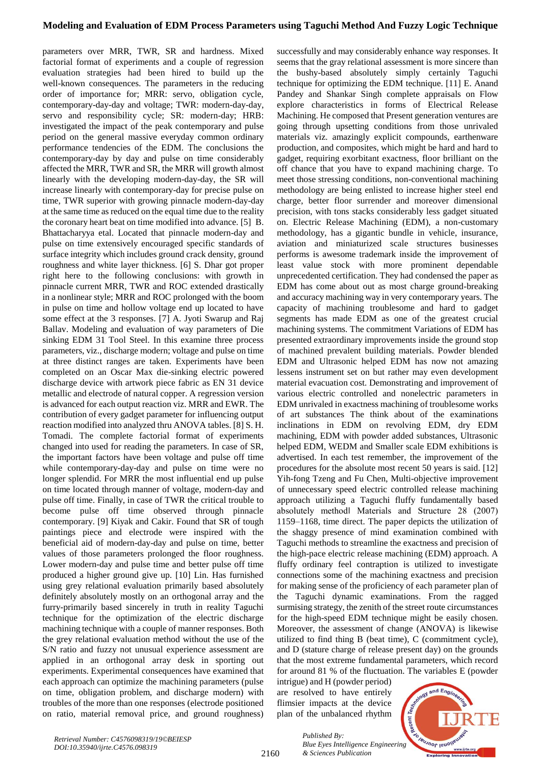parameters over MRR, TWR, SR and hardness. Mixed factorial format of experiments and a couple of regression evaluation strategies had been hired to build up the well-known consequences. The parameters in the reducing order of importance for; MRR: servo, obligation cycle, contemporary-day-day and voltage; TWR: modern-day-day, servo and responsibility cycle; SR: modern-day; HRB: investigated the impact of the peak contemporary and pulse period on the general massive everyday common ordinary performance tendencies of the EDM. The conclusions the contemporary-day by day and pulse on time considerably affected the MRR, TWR and SR, the MRR will growth almost linearly with the developing modern-day-day, the SR will increase linearly with contemporary-day for precise pulse on time, TWR superior with growing pinnacle modern-day-day at the same time as reduced on the equal time due to the reality the coronary heart beat on time modified into advance. [5] B. Bhattacharyya etal. Located that pinnacle modern-day and pulse on time extensively encouraged specific standards of surface integrity which includes ground crack density, ground roughness and white layer thickness. [6] S. Dhar got proper right here to the following conclusions: with growth in pinnacle current MRR, TWR and ROC extended drastically in a nonlinear style; MRR and ROC prolonged with the boom in pulse on time and hollow voltage end up located to have some effect at the 3 responses. [7] A. Jyoti Swarup and Raj Ballav. Modeling and evaluation of way parameters of Die sinking EDM 31 Tool Steel. In this examine three process parameters, viz., discharge modern; voltage and pulse on time at three distinct ranges are taken. Experiments have been completed on an Oscar Max die-sinking electric powered discharge device with artwork piece fabric as EN 31 device metallic and electrode of natural copper. A regression version is advanced for each output reaction viz. MRR and EWR. The contribution of every gadget parameter for influencing output reaction modified into analyzed thru ANOVA tables. [8] S. H. Tomadi. The complete factorial format of experiments changed into used for reading the parameters. In case of SR, the important factors have been voltage and pulse off time while contemporary-day-day and pulse on time were no longer splendid. For MRR the most influential end up pulse on time located through manner of voltage, modern-day and pulse off time. Finally, in case of TWR the critical trouble to become pulse off time observed through pinnacle contemporary. [9] Kiyak and Cakir. Found that SR of tough paintings piece and electrode were inspired with the beneficial aid of modern-day-day and pulse on time, better values of those parameters prolonged the floor roughness. Lower modern-day and pulse time and better pulse off time produced a higher ground give up. [10] Lin. Has furnished using grey relational evaluation primarily based absolutely definitely absolutely mostly on an orthogonal array and the furry-primarily based sincerely in truth in reality Taguchi technique for the optimization of the electric discharge machining technique with a couple of manner responses. Both the grey relational evaluation method without the use of the S/N ratio and fuzzy not unusual experience assessment are applied in an orthogonal array desk in sporting out experiments. Experimental consequences have examined that each approach can optimize the machining parameters (pulse on time, obligation problem, and discharge modern) with troubles of the more than one responses (electrode positioned on ratio, material removal price, and ground roughness) successfully and may considerably enhance way responses. It seems that the gray relational assessment is more sincere than the bushy-based absolutely simply certainly Taguchi technique for optimizing the EDM technique. [11] E. Anand Pandey and Shankar Singh complete appraisals on Flow explore characteristics in forms of Electrical Release Machining. He composed that Present generation ventures are going through upsetting conditions from those unrivaled materials viz. amazingly explicit compounds, earthenware production, and composites, which might be hard and hard to gadget, requiring exorbitant exactness, floor brilliant on the off chance that you have to expand machining charge. To meet those stressing conditions, non-conventional machining methodology are being enlisted to increase higher steel end charge, better floor surrender and moreover dimensional precision, with tons stacks considerably less gadget situated on. Electric Release Machining (EDM), a non-customary methodology, has a gigantic bundle in vehicle, insurance, aviation and miniaturized scale structures businesses performs is awesome trademark inside the improvement of least value stock with more prominent dependable unprecedented certification. They had condensed the paper as EDM has come about out as most charge ground-breaking and accuracy machining way in very contemporary years. The capacity of machining troublesome and hard to gadget segments has made EDM as one of the greatest crucial machining systems. The commitment Variations of EDM has presented extraordinary improvements inside the ground stop of machined prevalent building materials. Powder blended EDM and Ultrasonic helped EDM has now not amazing lessens instrument set on but rather may even development material evacuation cost. Demonstrating and improvement of various electric controlled and nonelectric parameters in EDM unrivaled in exactness machining of troublesome works of art substances The think about of the examinations inclinations in EDM on revolving EDM, dry EDM machining, EDM with powder added substances, Ultrasonic helped EDM, WEDM and Smaller scale EDM exhibitions is advertised. In each test remember, the improvement of the procedures for the absolute most recent 50 years is said. [12] Yih-fong Tzeng and Fu Chen, Multi-objective improvement of unnecessary speed electric controlled release machining approach utilizing a Taguchi fluffy fundamentally based absolutely method‖ Materials and Structure 28 (2007) 1159–1168, time direct. The paper depicts the utilization of the shaggy presence of mind examination combined with Taguchi methods to streamline the exactness and precision of the high-pace electric release machining (EDM) approach. A fluffy ordinary feel contraption is utilized to investigate connections some of the machining exactness and precision for making sense of the proficiency of each parameter plan of the Taguchi dynamic examinations. From the ragged surmising strategy, the zenith of the street route circumstances for the high-speed EDM technique might be easily chosen. Moreover, the assessment of change (ANOVA) is likewise utilized to find thing B (beat time), C (commitment cycle), and D (stature charge of release present day) on the grounds that the most extreme fundamental parameters, which record for around 81 % of the fluctuation. The variables E (powder intrigue) and H (powder period) are resolved to have entirely flimsier impacts at the device plan of the unbalanced rhythm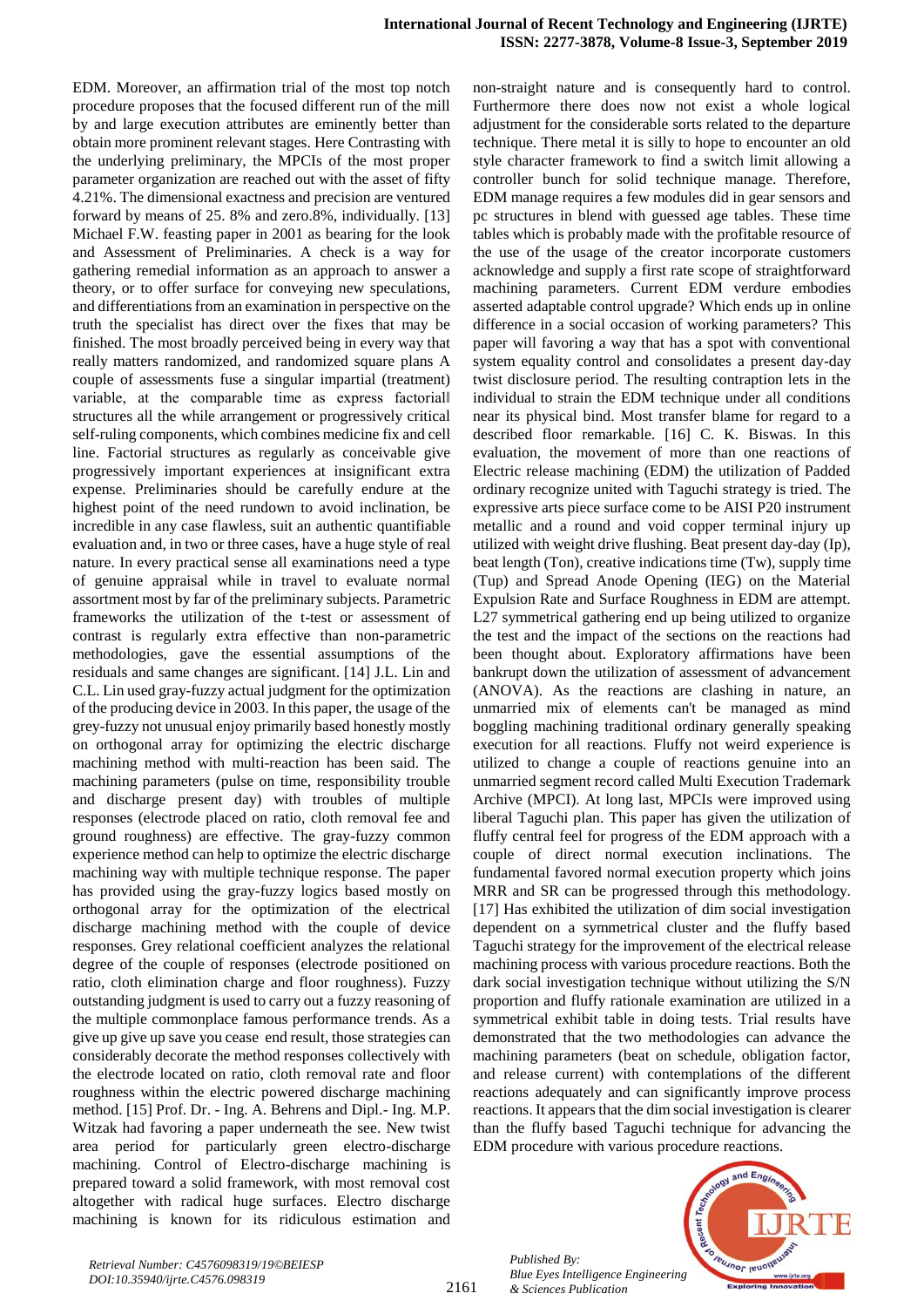EDM. Moreover, an affirmation trial of the most top notch procedure proposes that the focused different run of the mill by and large execution attributes are eminently better than obtain more prominent relevant stages. Here Contrasting with the underlying preliminary, the MPCIs of the most proper parameter organization are reached out with the asset of fifty 4.21%. The dimensional exactness and precision are ventured forward by means of 25. 8% and zero.8%, individually. [13] Michael F.W. feasting paper in 2001 as bearing for the look and Assessment of Preliminaries. A check is a way for gathering remedial information as an approach to answer a theory, or to offer surface for conveying new speculations, and differentiations from an examination in perspective on the truth the specialist has direct over the fixes that may be finished. The most broadly perceived being in every way that really matters randomized, and randomized square plans A couple of assessments fuse a singular impartial (treatment) variable, at the comparable time as express factorial‖ structures all the while arrangement or progressively critical self-ruling components, which combines medicine fix and cell line. Factorial structures as regularly as conceivable give progressively important experiences at insignificant extra expense. Preliminaries should be carefully endure at the highest point of the need rundown to avoid inclination, be incredible in any case flawless, suit an authentic quantifiable evaluation and, in two or three cases, have a huge style of real nature. In every practical sense all examinations need a type of genuine appraisal while in travel to evaluate normal assortment most by far of the preliminary subjects. Parametric frameworks the utilization of the t-test or assessment of contrast is regularly extra effective than non-parametric methodologies, gave the essential assumptions of the residuals and same changes are significant. [14] J.L. Lin and C.L. Lin used gray-fuzzy actual judgment for the optimization of the producing device in 2003. In this paper, the usage of the grey-fuzzy not unusual enjoy primarily based honestly mostly on orthogonal array for optimizing the electric discharge machining method with multi-reaction has been said. The machining parameters (pulse on time, responsibility trouble and discharge present day) with troubles of multiple responses (electrode placed on ratio, cloth removal fee and ground roughness) are effective. The gray-fuzzy common experience method can help to optimize the electric discharge machining way with multiple technique response. The paper has provided using the gray-fuzzy logics based mostly on orthogonal array for the optimization of the electrical discharge machining method with the couple of device responses. Grey relational coefficient analyzes the relational degree of the couple of responses (electrode positioned on ratio, cloth elimination charge and floor roughness). Fuzzy outstanding judgment is used to carry out a fuzzy reasoning of the multiple commonplace famous performance trends. As a give up give up save you cease end result, those strategies can considerably decorate the method responses collectively with the electrode located on ratio, cloth removal rate and floor roughness within the electric powered discharge machining method. [15] Prof. Dr. - Ing. A. Behrens and Dipl.- Ing. M.P. Witzak had favoring a paper underneath the see. New twist area period for particularly green electro-discharge machining. Control of Electro-discharge machining is prepared toward a solid framework, with most removal cost altogether with radical huge surfaces. Electro discharge machining is known for its ridiculous estimation and non-straight nature and is consequently hard to control. Furthermore there does now not exist a whole logical adjustment for the considerable sorts related to the departure technique. There metal it is silly to hope to encounter an old style character framework to find a switch limit allowing a controller bunch for solid technique manage. Therefore, EDM manage requires a few modules did in gear sensors and pc structures in blend with guessed age tables. These time tables which is probably made with the profitable resource of the use of the usage of the creator incorporate customers acknowledge and supply a first rate scope of straightforward machining parameters. Current EDM verdure embodies asserted adaptable control upgrade? Which ends up in online difference in a social occasion of working parameters? This paper will favoring a way that has a spot with conventional system equality control and consolidates a present day-day twist disclosure period. The resulting contraption lets in the individual to strain the EDM technique under all conditions near its physical bind. Most transfer blame for regard to a described floor remarkable. [16] C. K. Biswas. In this evaluation, the movement of more than one reactions of Electric release machining (EDM) the utilization of Padded ordinary recognize united with Taguchi strategy is tried. The expressive arts piece surface come to be AISI P20 instrument metallic and a round and void copper terminal injury up utilized with weight drive flushing. Beat present day-day (Ip), beat length (Ton), creative indications time (Tw), supply time (Tup) and Spread Anode Opening (IEG) on the Material Expulsion Rate and Surface Roughness in EDM are attempt. L27 symmetrical gathering end up being utilized to organize the test and the impact of the sections on the reactions had been thought about. Exploratory affirmations have been bankrupt down the utilization of assessment of advancement (ANOVA). As the reactions are clashing in nature, an unmarried mix of elements can't be managed as mind boggling machining traditional ordinary generally speaking execution for all reactions. Fluffy not weird experience is utilized to change a couple of reactions genuine into an unmarried segment record called Multi Execution Trademark Archive (MPCI). At long last, MPCIs were improved using liberal Taguchi plan. This paper has given the utilization of fluffy central feel for progress of the EDM approach with a couple of direct normal execution inclinations. The fundamental favored normal execution property which joins MRR and SR can be progressed through this methodology. [17] Has exhibited the utilization of dim social investigation dependent on a symmetrical cluster and the fluffy based Taguchi strategy for the improvement of the electrical release machining process with various procedure reactions. Both the dark social investigation technique without utilizing the S/N proportion and fluffy rationale examination are utilized in a symmetrical exhibit table in doing tests. Trial results have demonstrated that the two methodologies can advance the machining parameters (beat on schedule, obligation factor, and release current) with contemplations of the different reactions adequately and can significantly improve process reactions. It appears that the dim social investigation is clearer than the fluffy based Taguchi technique for advancing the EDM procedure with various procedure reactions.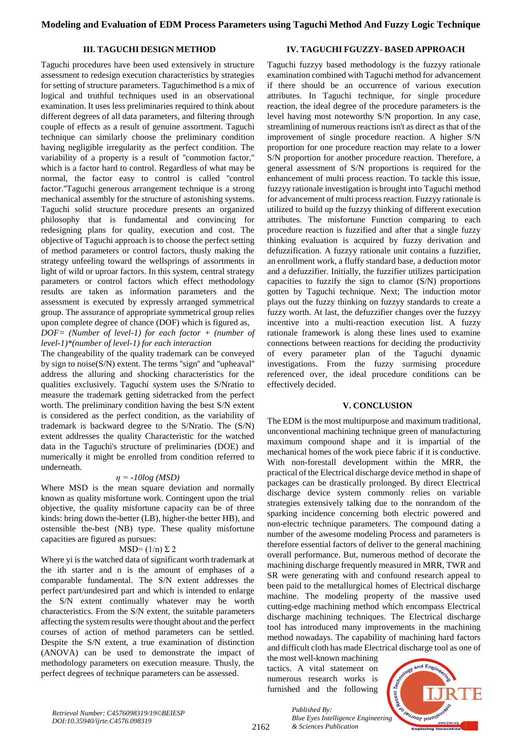### III. TAGUCHI DESIGN METHOD

Taguchi procedures have been used extensively in structure assessment to redesign execution characteristics by strategies for setting of structure parameters. Taguchimethod is a mix of logical and truthful techniques used in an observational examination. It uses less preliminaries required to think about different degrees of all data parameters, and filtering through couple of effects as a result of genuine assortment. Taguchi technique can similarly choose the preliminary condition having negligible irregularity as the perfect condition. The variability of a property is a result of "commotion factor," which is a factor hard to control. Regardless of what may be normal, the factor easy to control is called "control factor."Taguchi generous arrangement technique is a strong mechanical assembly for the structure of astonishing systems. Taguchi solid structure procedure presents an organized philosophy that is fundamental and convincing for redesigning plans for quality, execution and cost. The objective of Taguchi approach is to choose the perfect setting of method parameters or control factors, thusly making the strategy unfeeling toward the wellsprings of assortments in light of wild or uproar factors. In this system, central strategy parameters or control factors which effect methodology results are taken as information parameters and the assessment is executed by expressly arranged symmetrical group. The assurance of appropriate symmetrical group relies upon complete degree of chance (DOF) which is figured as,

*DOF= (Number of level-1) for each factor + (number of level-1)\*(number of level-1) for each interaction*

The changeability of the quality trademark can be conveyed by sign to noise(S/N) extent. The terms "sign" and "upheaval" address the alluring and shocking characteristics for the qualities exclusively. Taguchi system uses the S/Nratio to measure the trademark getting sidetracked from the perfect worth. The preliminary condition having the best S/N extent is considered as the perfect condition, as the variability of trademark is backward degree to the S/Nratio. The (S/N) extent addresses the quality Characteristic for the watched data in the Taguchi's structure of preliminaries (DOE) and numerically it might be enrolled from condition referred to underneath.

$$\eta = -10\log(MSD)$$

Where MSD is the mean square deviation and normally known as quality misfortune work. Contingent upon the trial objective, the quality misfortune capacity can be of three kinds: bring down the-better (LB), higher-the better HB), and ostensible the-best (NB) type. These quality misfortune capacities are figured as pursues:

$$\text{MSD}= (1/n)\ \Sigma\ 2$$

Where yi is the watched data of significant worth trademark at the ith starter and n is the amount of emphases of a comparable fundamental. The S/N extent addresses the perfect part/undesired part and which is intended to enlarge the S/N extent continually whatever may be worth characteristics. From the S/N extent, the suitable parameters affecting the system results were thought about and the perfect courses of action of method parameters can be settled. Despite the S/N extent, a true examination of distinction (ANOVA) can be used to demonstrate the impact of methodology parameters on execution measure. Thusly, the perfect degrees of technique parameters can be assessed.

### IV. TAGUCHI FGUZZY- BASED APPROACH

Taguchi fuzzyy based methodology is the fuzzyy rationale examination combined with Taguchi method for advancement if there should be an occurrence of various execution attributes. In Taguchi technique, for single procedure reaction, the ideal degree of the procedure parameters is the level having most noteworthy S/N proportion. In any case, streamlining of numerous reactions isn't as direct as that of the improvement of single procedure reaction. A higher S/N proportion for one procedure reaction may relate to a lower S/N proportion for another procedure reaction. Therefore, a general assessment of S/N proportions is required for the enhancement of multi process reaction. To tackle this issue, fuzzyy rationale investigation is brought into Taguchi method for advancement of multi process reaction. Fuzzyy rationale is utilized to build up the fuzzyy thinking of different execution attributes. The misfortune Function comparing to each procedure reaction is fuzzified and after that a single fuzzy thinking evaluation is acquired by fuzzy derivation and defuzzification. A fuzzyy rationale unit contains a fuzzifier, an enrollment work, a fluffy standard base, a deduction motor and a defuzzifier. Initially, the fuzzifier utilizes participation capacities to fuzzify the sign to clamor (S/N) proportions gotten by Taguchi technique. Next; The induction motor plays out the fuzzy thinking on fuzzyy standards to create a fuzzy worth. At last, the defuzzifier changes over the fuzzyy incentive into a multi-reaction execution list. A fuzzy rationale framework is along these lines used to examine connections between reactions for deciding the productivity of every parameter plan of the Taguchi dynamic investigations. From the fuzzy surmising procedure referenced over, the ideal procedure conditions can be effectively decided.

### V. CONCLUSION

The EDM is the most multipurpose and maximum traditional, unconventional machining technique green of manufacturing maximum compound shape and it is impartial of the mechanical homes of the work piece fabric if it is conductive. With non-forestall development within the MRR, the practical of the Electrical discharge device method in shape of packages can be drastically prolonged. By direct Electrical discharge device system commonly relies on variable strategies extensively talking due to the nonrandom of the sparking incidence concerning both electric powered and non-electric technique parameters. The compound dating a number of the awesome modeling Process and parameters is therefore essential factors of deliver to the general machining overall performance. But, numerous method of decorate the machining discharge frequently measured in MRR, TWR and SR were generating with and confound research appeal to been paid to the metallurgical homes of Electrical discharge machine. The modeling property of the massive used cutting-edge machining method which encompass Electrical discharge machining techniques. The Electrical discharge tool has introduced many improvements in the machining method nowadays. The capability of machining hard factors and difficult cloth has made Electrical discharge tool as one of the most well-known machining tactics. A vital statement on numerous research works is furnished and the following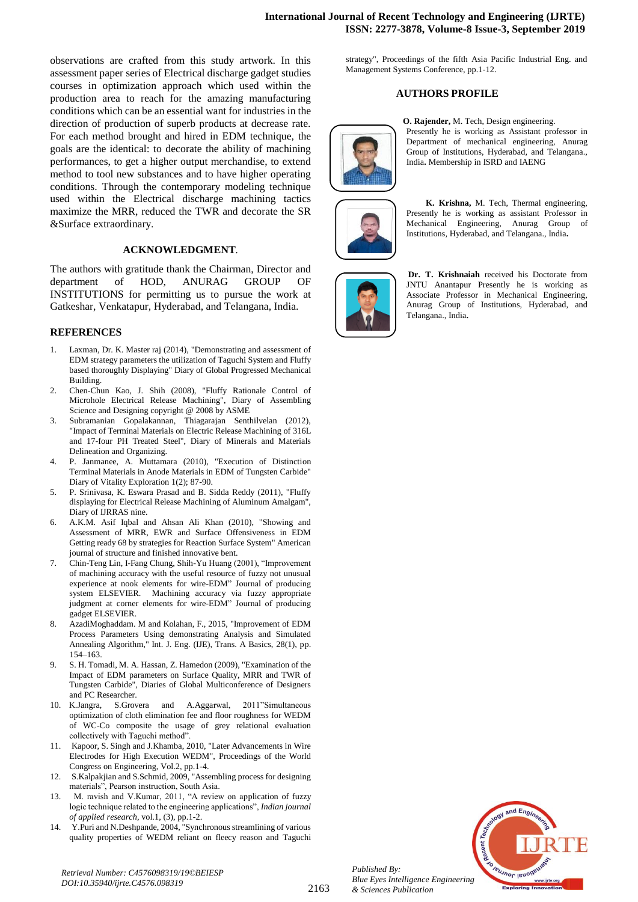observations are crafted from this study artwork. In this assessment paper series of Electrical discharge gadget studies courses in optimization approach which used within the production area to reach for the amazing manufacturing conditions which can be an essential want for industries in the direction of production of superb products at decrease rate. For each method brought and hired in EDM technique, the goals are the identical: to decorate the ability of machining performances, to get a higher output merchandise, to extend method to tool new substances and to have higher operating conditions. Through the contemporary modeling technique used within the Electrical discharge machining tactics maximize the MRR, reduced the TWR and decorate the SR &Surface extraordinary.

## ACKNOWLEDGMENT.

The authors with gratitude thank the Chairman, Director and department of HOD, ANURAG GROUP OF INSTITUTIONS for permitting us to pursue the work at Gatkeshar, Venkatapur, Hyderabad, and Telangana, India.

## REFERENCES

1. Laxman, Dr. K. Master raj (2014), "Demonstrating and assessment of EDM strategy parameters the utilization of Taguchi System and Fluffy based thoroughly Displaying" Diary of Global Progressed Mechanical Building.
2. Chen-Chun Kao, J. Shih (2008), "Fluffy Rationale Control of Microhole Electrical Release Machining", Diary of Assembling Science and Designing copyright @ 2008 by ASME
3. Subramanian Gopalakannan, Thiagarajan Senthilvelan (2012), "Impact of Terminal Materials on Electric Release Machining of 316L and 17-four PH Treated Steel", Diary of Minerals and Materials Delineation and Organizing.
4. P. Janmanee, A. Muttamara (2010), "Execution of Distinction Terminal Materials in Anode Materials in EDM of Tungsten Carbide" Diary of Vitality Exploration 1(2); 87-90.
5. P. Srinivasa, K. Eswara Prasad and B. Sidda Reddy (2011), "Fluffy displaying for Electrical Release Machining of Aluminum Amalgam", Diary of IJRRAS nine.
6. A.K.M. Asif Iqbal and Ahsan Ali Khan (2010), "Showing and Assessment of MRR, EWR and Surface Offensiveness in EDM Getting ready 68 by strategies for Reaction Surface System" American journal of structure and finished innovative bent.
7. Chin-Teng Lin, I-Fang Chung, Shih-Yu Huang (2001), "Improvement of machining accuracy with the useful resource of fuzzy not unusual experience at nook elements for wire-EDM" Journal of producing system ELSEVIER. Machining accuracy via fuzzy appropriate judgment at corner elements for wire-EDM" Journal of producing gadget ELSEVIER.
8. AzadiMoghaddam. M and Kolahan, F., 2015, "Improvement of EDM Process Parameters Using demonstrating Analysis and Simulated Annealing Algorithm," Int. J. Eng. (IJE), Trans. A Basics, 28(1), pp. 154–163.
9. S. H. Tomadi, M. A. Hassan, Z. Hamedon (2009), "Examination of the Impact of EDM parameters on Surface Quality, MRR and TWR of Tungsten Carbide", Diaries of Global Multiconference of Designers and PC Researcher.
10. K.Jangra, S.Grovera and A.Aggarwal, 2011"Simultaneous optimization of cloth elimination fee and floor roughness for WEDM of WC-Co composite the usage of grey relational evaluation collectively with Taguchi method".
11. Kapoor, S. Singh and J.Khamba, 2010, "Later Advancements in Wire Electrodes for High Execution WEDM", Proceedings of the World Congress on Engineering, Vol.2, pp.1-4.
12. S.Kalpakjian and S.Schmid, 2009, "Assembling process for designing materials", Pearson instruction, South Asia.
13. M. ravish and V.Kumar, 2011, "A review on application of fuzzy logic technique related to the engineering applications", *Indian journal of applied research,* vol.1, (3), pp.1-2.
14. Y.Puri and N.Deshpande, 2004, "Synchronous streamlining of various quality properties of WEDM reliant on fleecy reason and Taguchi strategy", Proceedings of the fifth Asia Pacific Industrial Eng. and Management Systems Conference, pp.1-12.

## AUTHORS PROFILE

**O. Rajender,** M. Tech, Design engineering. Presently he is working as Assistant professor in Department of mechanical engineering, Anurag Group of Institutions, Hyderabad, and Telangana., India**.** Membership in ISRD and IAENG

**K. Krishna,** M. Tech, Thermal engineering, Presently he is working as assistant Professor in Mechanical Engineering, Anurag Group of Institutions, Hyderabad, and Telangana., India**.**

**Dr. T. Krishnaiah** received his Doctorate from JNTU Anantapur Presently he is working as Associate Professor in Mechanical Engineering, Anurag Group of Institutions, Hyderabad, and Telangana., India**.**